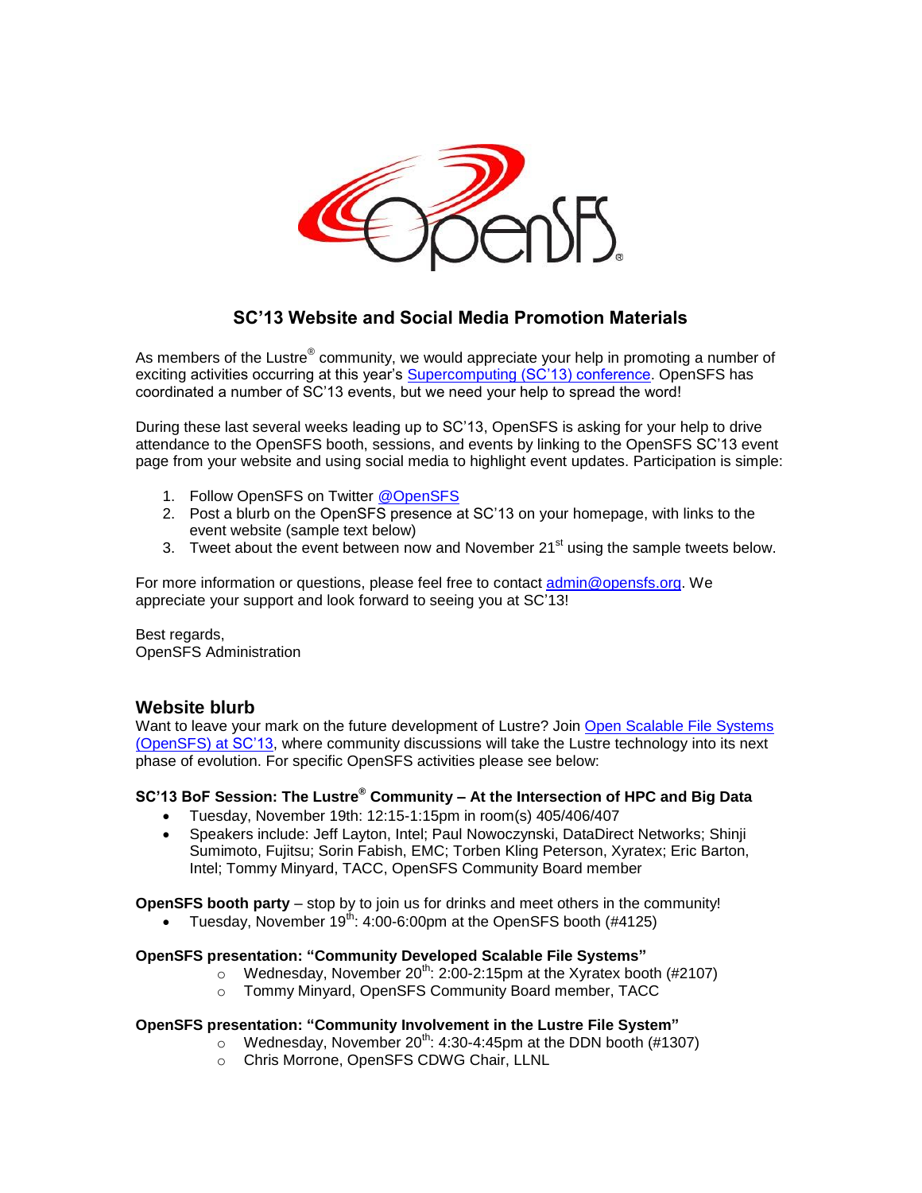## SC'13 Website and Social Media Promotion Materials

As members of the Lustre® community, we would appreciate your help in promoting a number of exciting activities occurring at this year's Supercomputing (SC'13) conference. OpenSFS has coordinated a number of SC'13 events, but we need your help to spread the word!

During these last several weeks leading up to SC'13, OpenSFS is asking for your help to drive attendance to the OpenSFS booth, sessions, and events by linking to the OpenSFS SC'13 event page from your website and using social media to highlight event updates. Participation is simple:

1. Follow OpenSFS on Twitter @OpenSFS
2. Post a blurb on the OpenSFS presence at SC'13 on your homepage, with links to the event website (sample text below)
3. Tweet about the event between now and November 21st using the sample tweets below.

For more information or questions, please feel free to contact admin@opensfs.org. We appreciate your support and look forward to seeing you at SC'13!

Best regards,
OpenSFS Administration

## Website blurb

Want to leave your mark on the future development of Lustre? Join Open Scalable File Systems (OpenSFS) at SC'13, where community discussions will take the Lustre technology into its next phase of evolution. For specific OpenSFS activities please see below:

**SC'13 BoF Session: The Lustre® Community – At the Intersection of HPC and Big Data**

- Tuesday, November 19th: 12:15-1:15pm in room(s) 405/406/407
- Speakers include: Jeff Layton, Intel; Paul Nowoczynski, DataDirect Networks; Shinji Sumimoto, Fujitsu; Sorin Fabish, EMC; Torben Kling Peterson, Xyratex; Eric Barton, Intel; Tommy Minyard, TACC, OpenSFS Community Board member

**OpenSFS booth party** – stop by to join us for drinks and meet others in the community!

- Tuesday, November 19th: 4:00-6:00pm at the OpenSFS booth (#4125)

**OpenSFS presentation: "Community Developed Scalable File Systems"**

- Wednesday, November 20th: 2:00-2:15pm at the Xyratex booth (#2107)
- Tommy Minyard, OpenSFS Community Board member, TACC

**OpenSFS presentation: "Community Involvement in the Lustre File System"**

- Wednesday, November 20th: 4:30-4:45pm at the DDN booth (#1307)
- Chris Morrone, OpenSFS CDWG Chair, LLNL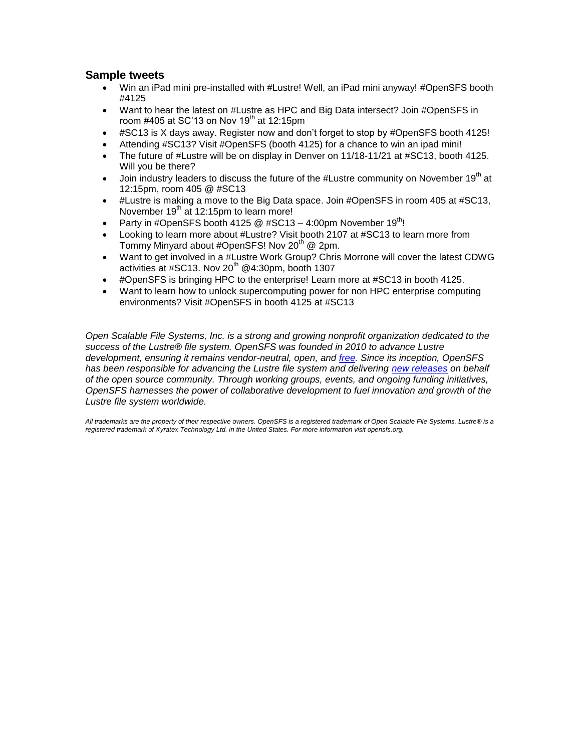### Sample tweets

- Win an iPad mini pre-installed with #Lustre! Well, an iPad mini anyway! #OpenSFS booth #4125
- Want to hear the latest on #Lustre as HPC and Big Data intersect? Join #OpenSFS in room #405 at SC'13 on Nov 19th at 12:15pm
- #SC13 is X days away. Register now and don't forget to stop by #OpenSFS booth 4125!
- Attending #SC13? Visit #OpenSFS (booth 4125) for a chance to win an ipad mini!
- The future of #Lustre will be on display in Denver on 11/18-11/21 at #SC13, booth 4125. Will you be there?
- Join industry leaders to discuss the future of the #Lustre community on November 19th at 12:15pm, room 405 @ #SC13
- #Lustre is making a move to the Big Data space. Join #OpenSFS in room 405 at #SC13, November 19th at 12:15pm to learn more!
- Party in #OpenSFS booth 4125 @ #SC13 – 4:00pm November 19th!
- Looking to learn more about #Lustre? Visit booth 2107 at #SC13 to learn more from Tommy Minyard about #OpenSFS! Nov 20th @ 2pm.
- Want to get involved in a #Lustre Work Group? Chris Morrone will cover the latest CDWG activities at #SC13. Nov 20th @4:30pm, booth 1307
- #OpenSFS is bringing HPC to the enterprise! Learn more at #SC13 in booth 4125.
- Want to learn how to unlock supercomputing power for non HPC enterprise computing environments? Visit #OpenSFS in booth 4125 at #SC13

*Open Scalable File Systems, Inc. is a strong and growing nonprofit organization dedicated to the success of the Lustre® file system. OpenSFS was founded in 2010 to advance Lustre development, ensuring it remains vendor-neutral, open, and free. Since its inception, OpenSFS has been responsible for advancing the Lustre file system and delivering new releases on behalf of the open source community. Through working groups, events, and ongoing funding initiatives, OpenSFS harnesses the power of collaborative development to fuel innovation and growth of the Lustre file system worldwide.*

*All trademarks are the property of their respective owners. OpenSFS is a registered trademark of Open Scalable File Systems. Lustre® is a registered trademark of Xyratex Technology Ltd. in the United States. For more information visit opensfs.org.*